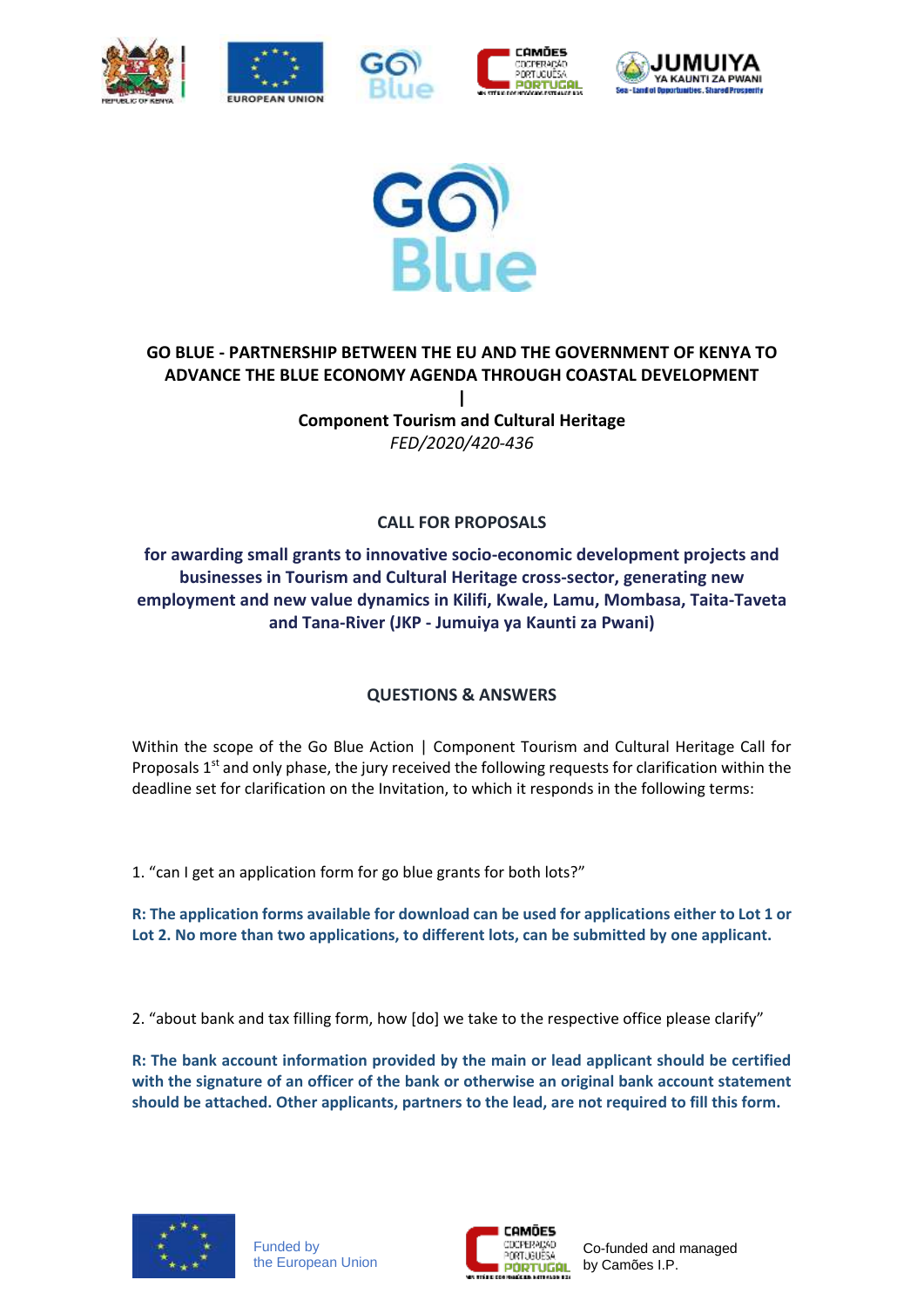# GO BLUE - PARTNERSHIP BETWEEN THE EU AND THE GOVERNMENT OF KENYA TO ADVANCE THE BLUE ECONOMY AGENDA THROUGH COASTAL DEVELOPMENT

|

**Component Tourism and Cultural Heritage**

*FED/2020/420-436*

## CALL FOR PROPOSALS

**for awarding small grants to innovative socio-economic development projects and businesses in Tourism and Cultural Heritage cross-sector, generating new employment and new value dynamics in Kilifi, Kwale, Lamu, Mombasa, Taita-Taveta and Tana-River (JKP - Jumuiya ya Kaunti za Pwani)**

## QUESTIONS & ANSWERS

Within the scope of the Go Blue Action | Component Tourism and Cultural Heritage Call for Proposals 1st and only phase, the jury received the following requests for clarification within the deadline set for clarification on the Invitation, to which it responds in the following terms:

1. "can I get an application form for go blue grants for both lots?"

**R: The application forms available for download can be used for applications either to Lot 1 or Lot 2. No more than two applications, to different lots, can be submitted by one applicant.**

2. "about bank and tax filling form, how [do] we take to the respective office please clarify"

**R: The bank account information provided by the main or lead applicant should be certified with the signature of an officer of the bank or otherwise an original bank account statement should be attached. Other applicants, partners to the lead, are not required to fill this form.**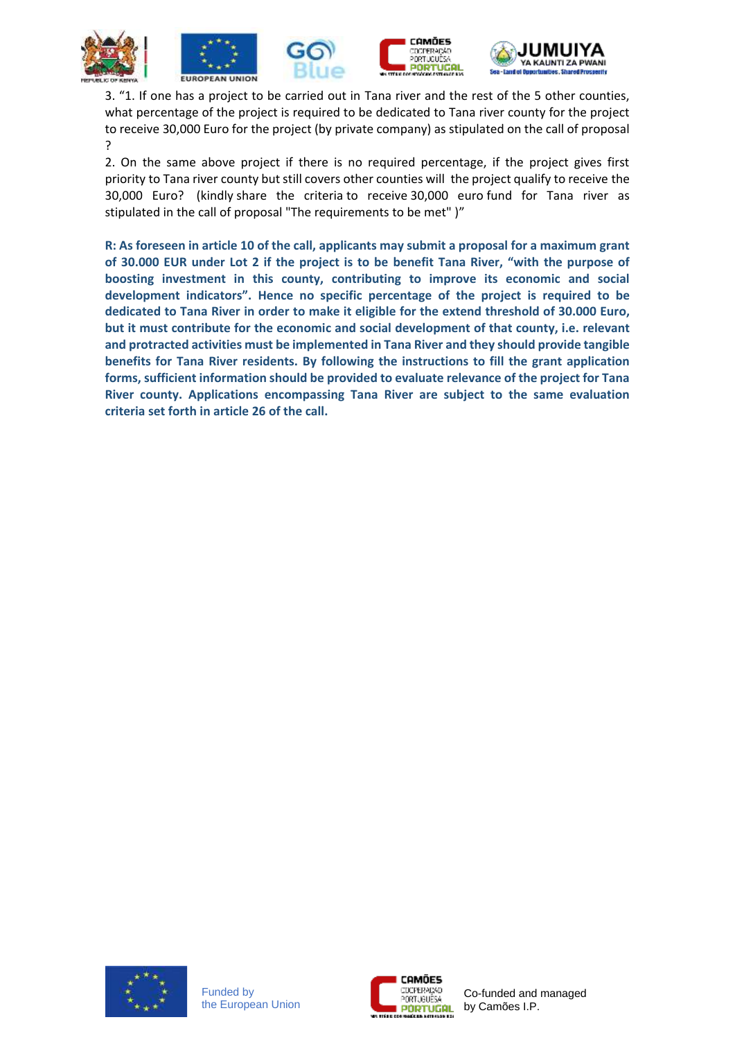3. "1. If one has a project to be carried out in Tana river and the rest of the 5 other counties, what percentage of the project is required to be dedicated to Tana river county for the project to receive 30,000 Euro for the project (by private company) as stipulated on the call of proposal ?

2. On the same above project if there is no required percentage, if the project gives first priority to Tana river county but still covers other counties will the project qualify to receive the 30,000 Euro? (kindly share the criteria to receive 30,000 euro fund for Tana river as stipulated in the call of proposal "The requirements to be met" )"

**R: As foreseen in article 10 of the call, applicants may submit a proposal for a maximum grant of 30.000 EUR under Lot 2 if the project is to be benefit Tana River, "with the purpose of boosting investment in this county, contributing to improve its economic and social development indicators". Hence no specific percentage of the project is required to be dedicated to Tana River in order to make it eligible for the extend threshold of 30.000 Euro, but it must contribute for the economic and social development of that county, i.e. relevant and protracted activities must be implemented in Tana River and they should provide tangible benefits for Tana River residents. By following the instructions to fill the grant application forms, sufficient information should be provided to evaluate relevance of the project for Tana River county. Applications encompassing Tana River are subject to the same evaluation criteria set forth in article 26 of the call.**